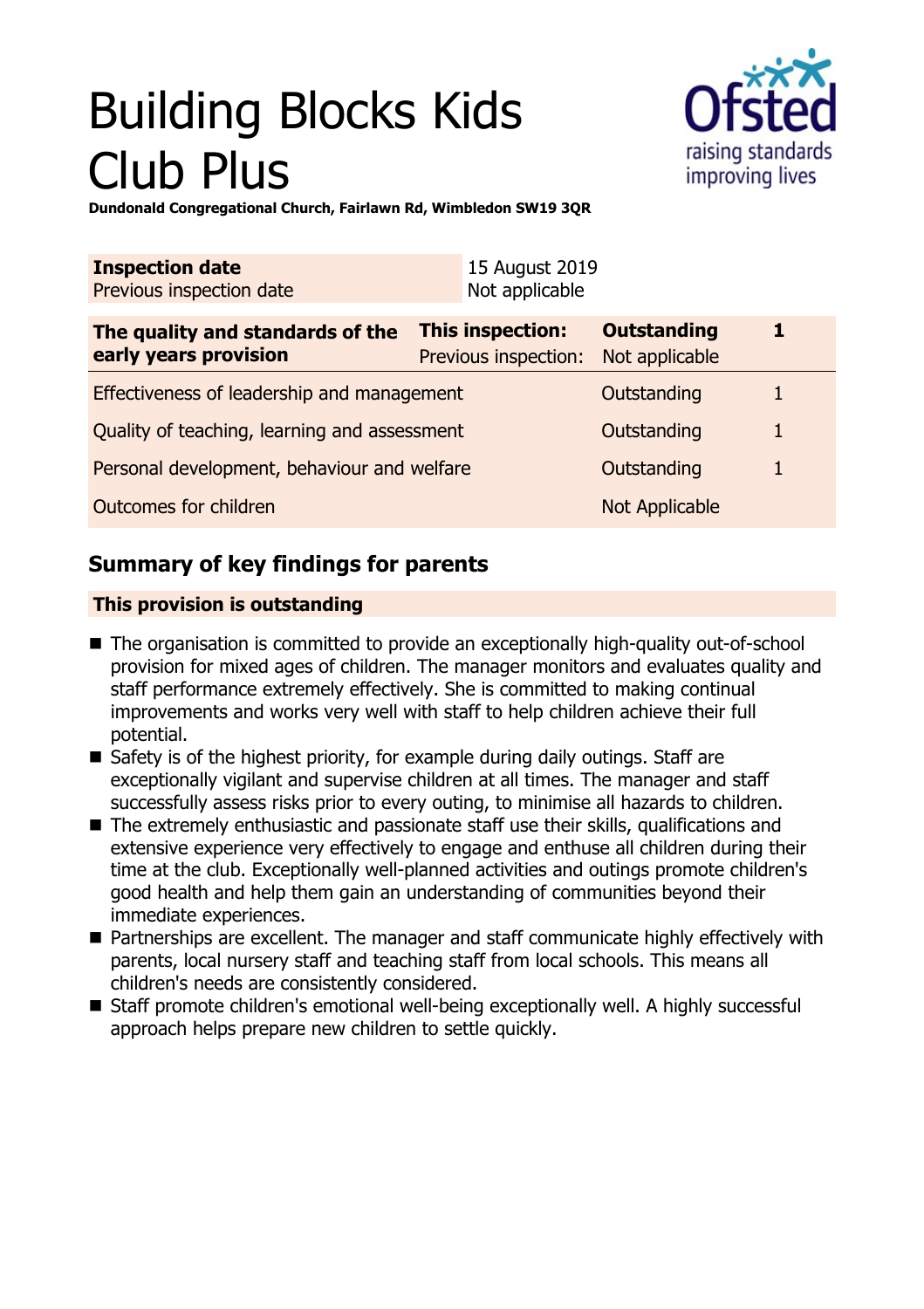# Building Blocks Kids Club Plus

**Dundonald Congregational Church, Fairlawn Rd, Wimbledon SW19 3QR**

| **Inspection date** | 15 August 2019 |
|---|---|
| Previous inspection date | Not applicable |

| **The quality and standards of the early years provision** | **This inspection:** | **Outstanding** | **1** |
|---|---|---|---|
| | Previous inspection: | Not applicable | |
| Effectiveness of leadership and management | | Outstanding | 1 |
| Quality of teaching, learning and assessment | | Outstanding | 1 |
| Personal development, behaviour and welfare | | Outstanding | 1 |
| Outcomes for children | | Not Applicable | |

## Summary of key findings for parents

**This provision is outstanding**

- The organisation is committed to provide an exceptionally high-quality out-of-school provision for mixed ages of children. The manager monitors and evaluates quality and staff performance extremely effectively. She is committed to making continual improvements and works very well with staff to help children achieve their full potential.
- Safety is of the highest priority, for example during daily outings. Staff are exceptionally vigilant and supervise children at all times. The manager and staff successfully assess risks prior to every outing, to minimise all hazards to children.
- The extremely enthusiastic and passionate staff use their skills, qualifications and extensive experience very effectively to engage and enthuse all children during their time at the club. Exceptionally well-planned activities and outings promote children's good health and help them gain an understanding of communities beyond their immediate experiences.
- Partnerships are excellent. The manager and staff communicate highly effectively with parents, local nursery staff and teaching staff from local schools. This means all children's needs are consistently considered.
- Staff promote children's emotional well-being exceptionally well. A highly successful approach helps prepare new children to settle quickly.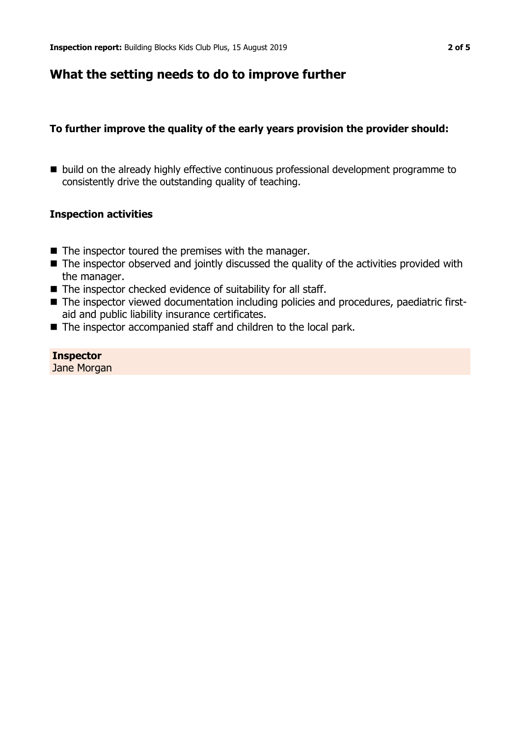## What the setting needs to do to improve further

### To further improve the quality of the early years provision the provider should:

- build on the already highly effective continuous professional development programme to consistently drive the outstanding quality of teaching.

### Inspection activities

- The inspector toured the premises with the manager.
- The inspector observed and jointly discussed the quality of the activities provided with the manager.
- The inspector checked evidence of suitability for all staff.
- The inspector viewed documentation including policies and procedures, paediatric first-aid and public liability insurance certificates.
- The inspector accompanied staff and children to the local park.

**Inspector**
Jane Morgan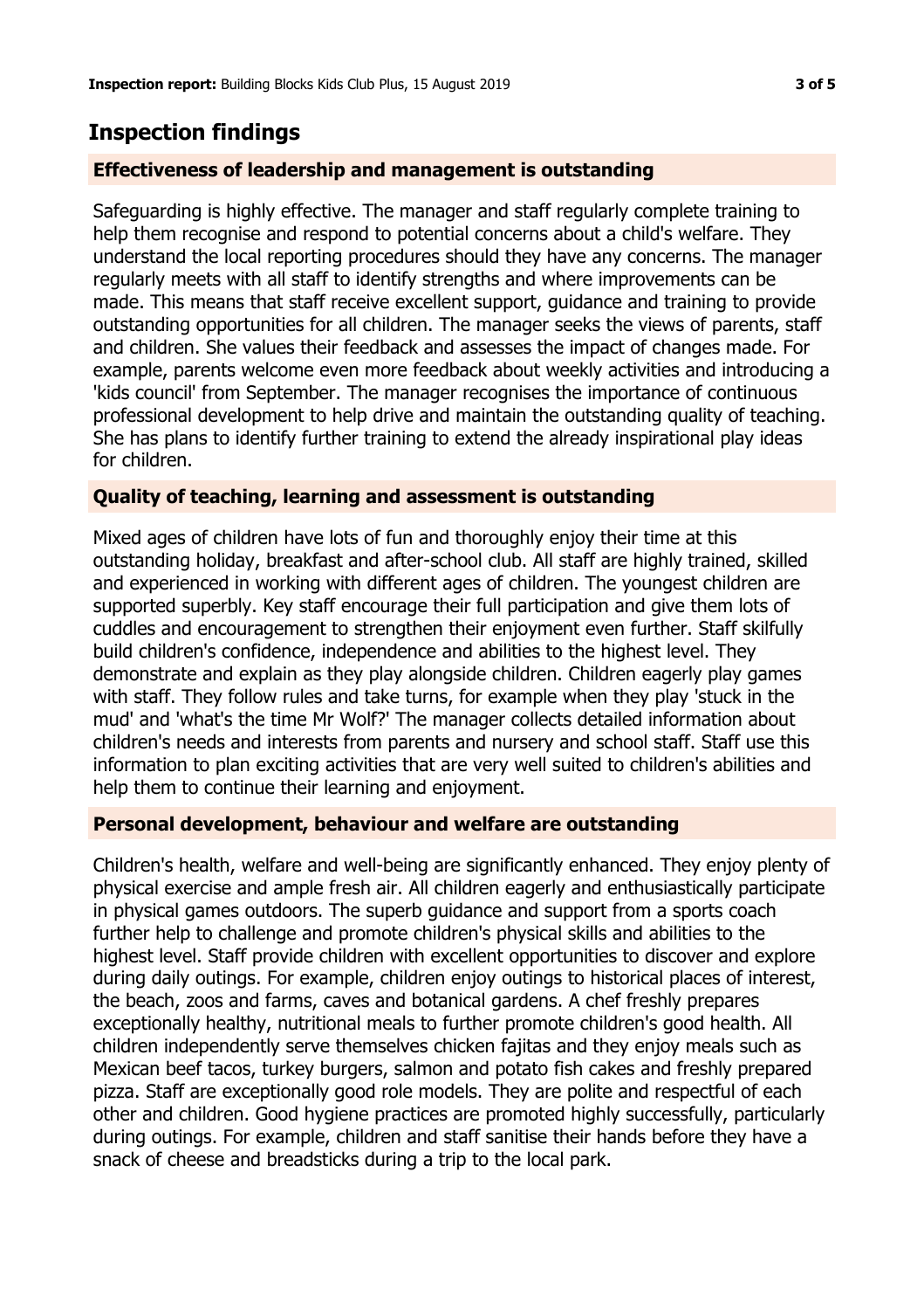# Inspection findings

## Effectiveness of leadership and management is outstanding

Safeguarding is highly effective. The manager and staff regularly complete training to help them recognise and respond to potential concerns about a child's welfare. They understand the local reporting procedures should they have any concerns. The manager regularly meets with all staff to identify strengths and where improvements can be made. This means that staff receive excellent support, guidance and training to provide outstanding opportunities for all children. The manager seeks the views of parents, staff and children. She values their feedback and assesses the impact of changes made. For example, parents welcome even more feedback about weekly activities and introducing a 'kids council' from September. The manager recognises the importance of continuous professional development to help drive and maintain the outstanding quality of teaching. She has plans to identify further training to extend the already inspirational play ideas for children.

## Quality of teaching, learning and assessment is outstanding

Mixed ages of children have lots of fun and thoroughly enjoy their time at this outstanding holiday, breakfast and after-school club. All staff are highly trained, skilled and experienced in working with different ages of children. The youngest children are supported superbly. Key staff encourage their full participation and give them lots of cuddles and encouragement to strengthen their enjoyment even further. Staff skilfully build children's confidence, independence and abilities to the highest level. They demonstrate and explain as they play alongside children. Children eagerly play games with staff. They follow rules and take turns, for example when they play 'stuck in the mud' and 'what's the time Mr Wolf?' The manager collects detailed information about children's needs and interests from parents and nursery and school staff. Staff use this information to plan exciting activities that are very well suited to children's abilities and help them to continue their learning and enjoyment.

## Personal development, behaviour and welfare are outstanding

Children's health, welfare and well-being are significantly enhanced. They enjoy plenty of physical exercise and ample fresh air. All children eagerly and enthusiastically participate in physical games outdoors. The superb guidance and support from a sports coach further help to challenge and promote children's physical skills and abilities to the highest level. Staff provide children with excellent opportunities to discover and explore during daily outings. For example, children enjoy outings to historical places of interest, the beach, zoos and farms, caves and botanical gardens. A chef freshly prepares exceptionally healthy, nutritional meals to further promote children's good health. All children independently serve themselves chicken fajitas and they enjoy meals such as Mexican beef tacos, turkey burgers, salmon and potato fish cakes and freshly prepared pizza. Staff are exceptionally good role models. They are polite and respectful of each other and children. Good hygiene practices are promoted highly successfully, particularly during outings. For example, children and staff sanitise their hands before they have a snack of cheese and breadsticks during a trip to the local park.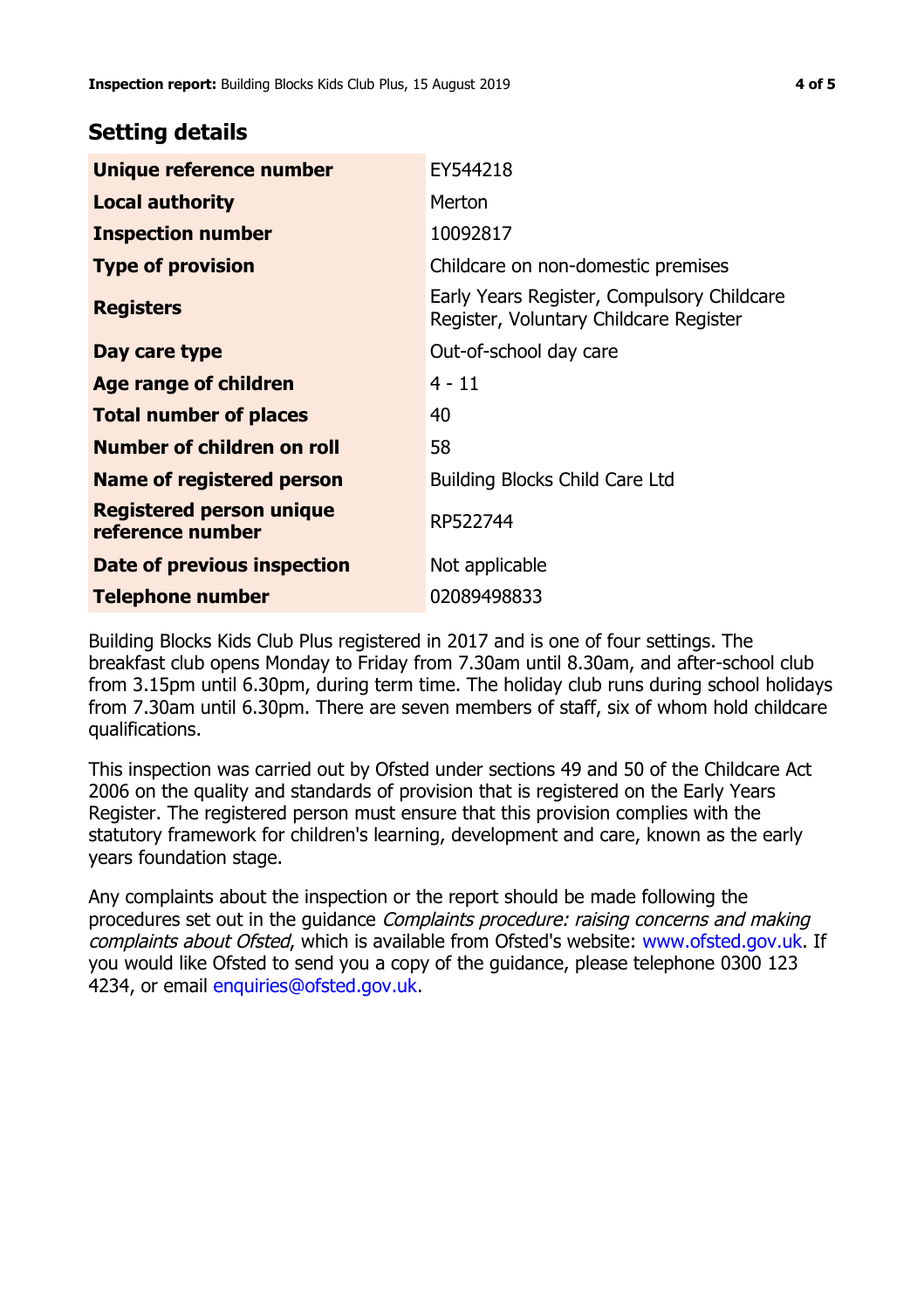## Setting details

| | |
|---|---|
| **Unique reference number** | EY544218 |
| **Local authority** | Merton |
| **Inspection number** | 10092817 |
| **Type of provision** | Childcare on non-domestic premises |
| **Registers** | Early Years Register, Compulsory Childcare Register, Voluntary Childcare Register |
| **Day care type** | Out-of-school day care |
| **Age range of children** | 4 - 11 |
| **Total number of places** | 40 |
| **Number of children on roll** | 58 |
| **Name of registered person** | Building Blocks Child Care Ltd |
| **Registered person unique reference number** | RP522744 |
| **Date of previous inspection** | Not applicable |
| **Telephone number** | 02089498833 |

Building Blocks Kids Club Plus registered in 2017 and is one of four settings. The breakfast club opens Monday to Friday from 7.30am until 8.30am, and after-school club from 3.15pm until 6.30pm, during term time. The holiday club runs during school holidays from 7.30am until 6.30pm. There are seven members of staff, six of whom hold childcare qualifications.

This inspection was carried out by Ofsted under sections 49 and 50 of the Childcare Act 2006 on the quality and standards of provision that is registered on the Early Years Register. The registered person must ensure that this provision complies with the statutory framework for children's learning, development and care, known as the early years foundation stage.

Any complaints about the inspection or the report should be made following the procedures set out in the guidance *Complaints procedure: raising concerns and making complaints about Ofsted*, which is available from Ofsted's website: www.ofsted.gov.uk. If you would like Ofsted to send you a copy of the guidance, please telephone 0300 123 4234, or email enquiries@ofsted.gov.uk.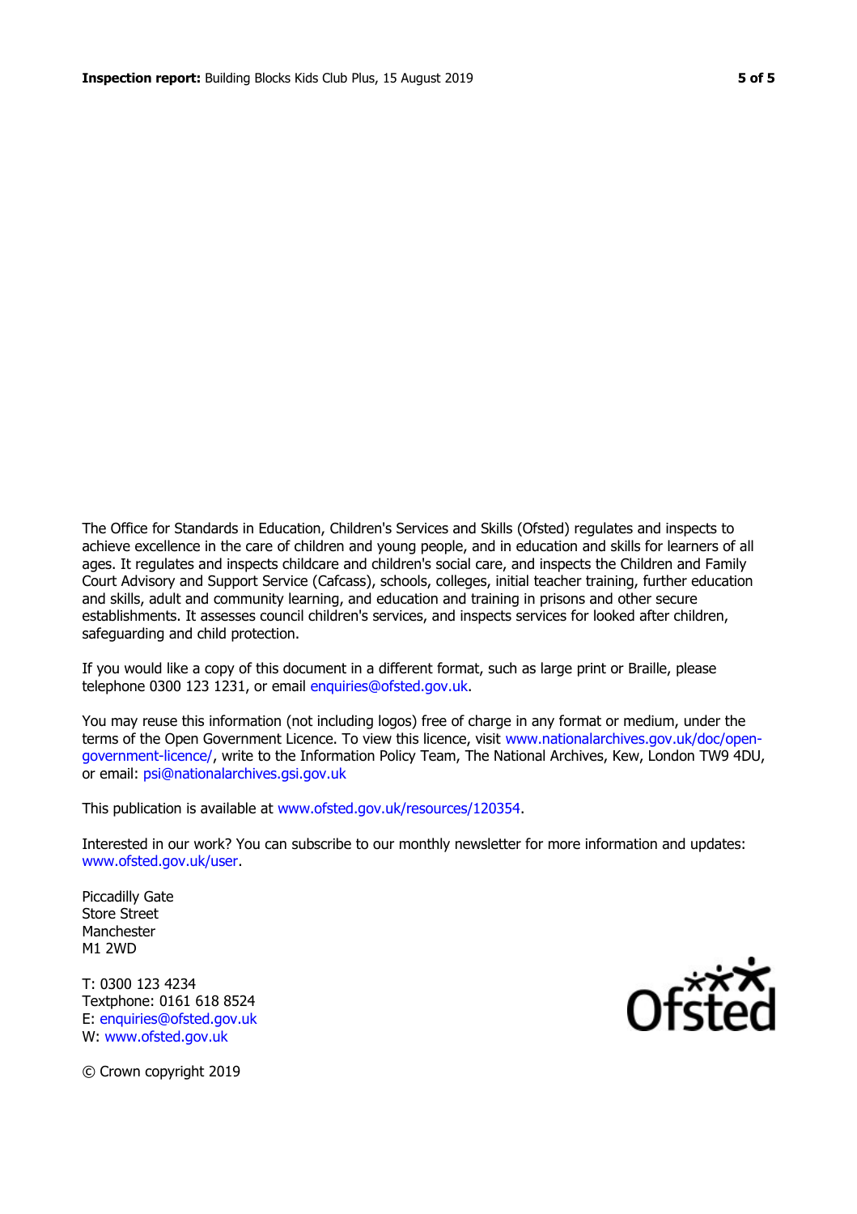The Office for Standards in Education, Children's Services and Skills (Ofsted) regulates and inspects to achieve excellence in the care of children and young people, and in education and skills for learners of all ages. It regulates and inspects childcare and children's social care, and inspects the Children and Family Court Advisory and Support Service (Cafcass), schools, colleges, initial teacher training, further education and skills, adult and community learning, and education and training in prisons and other secure establishments. It assesses council children's services, and inspects services for looked after children, safeguarding and child protection.

If you would like a copy of this document in a different format, such as large print or Braille, please telephone 0300 123 1231, or email enquiries@ofsted.gov.uk.

You may reuse this information (not including logos) free of charge in any format or medium, under the terms of the Open Government Licence. To view this licence, visit www.nationalarchives.gov.uk/doc/open-government-licence/, write to the Information Policy Team, The National Archives, Kew, London TW9 4DU, or email: psi@nationalarchives.gsi.gov.uk

This publication is available at www.ofsted.gov.uk/resources/120354.

Interested in our work? You can subscribe to our monthly newsletter for more information and updates: www.ofsted.gov.uk/user.

Piccadilly Gate
Store Street
Manchester
M1 2WD

T: 0300 123 4234
Textphone: 0161 618 8524
E: enquiries@ofsted.gov.uk
W: www.ofsted.gov.uk

© Crown copyright 2019